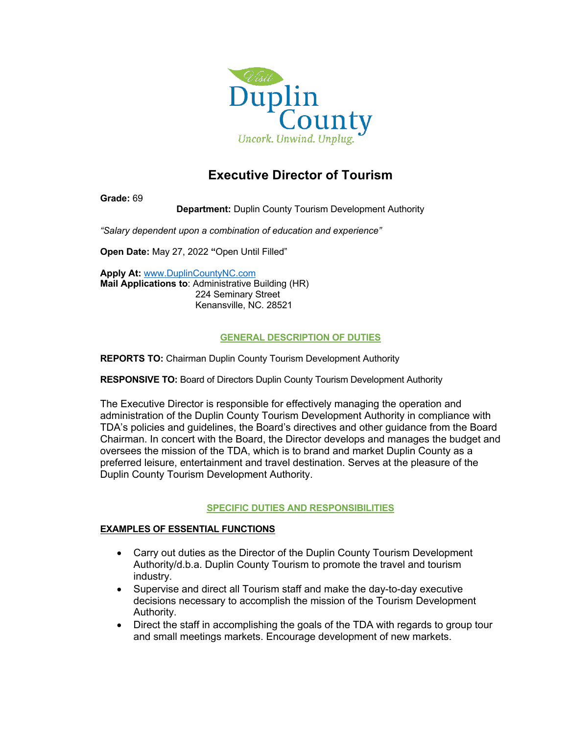Visit Duplin County
Uncork. Unwind. Unplug.

# Executive Director of Tourism

**Grade:** 69

**Department:** Duplin County Tourism Development Authority

*"Salary dependent upon a combination of education and experience"*

**Open Date:** May 27, 2022 **"**Open Until Filled"

**Apply At:** www.DuplinCountyNC.com
**Mail Applications to**: Administrative Building (HR)
224 Seminary Street
Kenansville, NC. 28521

## GENERAL DESCRIPTION OF DUTIES

**REPORTS TO:** Chairman Duplin County Tourism Development Authority

**RESPONSIVE TO:** Board of Directors Duplin County Tourism Development Authority

The Executive Director is responsible for effectively managing the operation and administration of the Duplin County Tourism Development Authority in compliance with TDA's policies and guidelines, the Board's directives and other guidance from the Board Chairman. In concert with the Board, the Director develops and manages the budget and oversees the mission of the TDA, which is to brand and market Duplin County as a preferred leisure, entertainment and travel destination. Serves at the pleasure of the Duplin County Tourism Development Authority.

## SPECIFIC DUTIES AND RESPONSIBILITIES

### EXAMPLES OF ESSENTIAL FUNCTIONS

- Carry out duties as the Director of the Duplin County Tourism Development Authority/d.b.a. Duplin County Tourism to promote the travel and tourism industry.
- Supervise and direct all Tourism staff and make the day-to-day executive decisions necessary to accomplish the mission of the Tourism Development Authority.
- Direct the staff in accomplishing the goals of the TDA with regards to group tour and small meetings markets. Encourage development of new markets.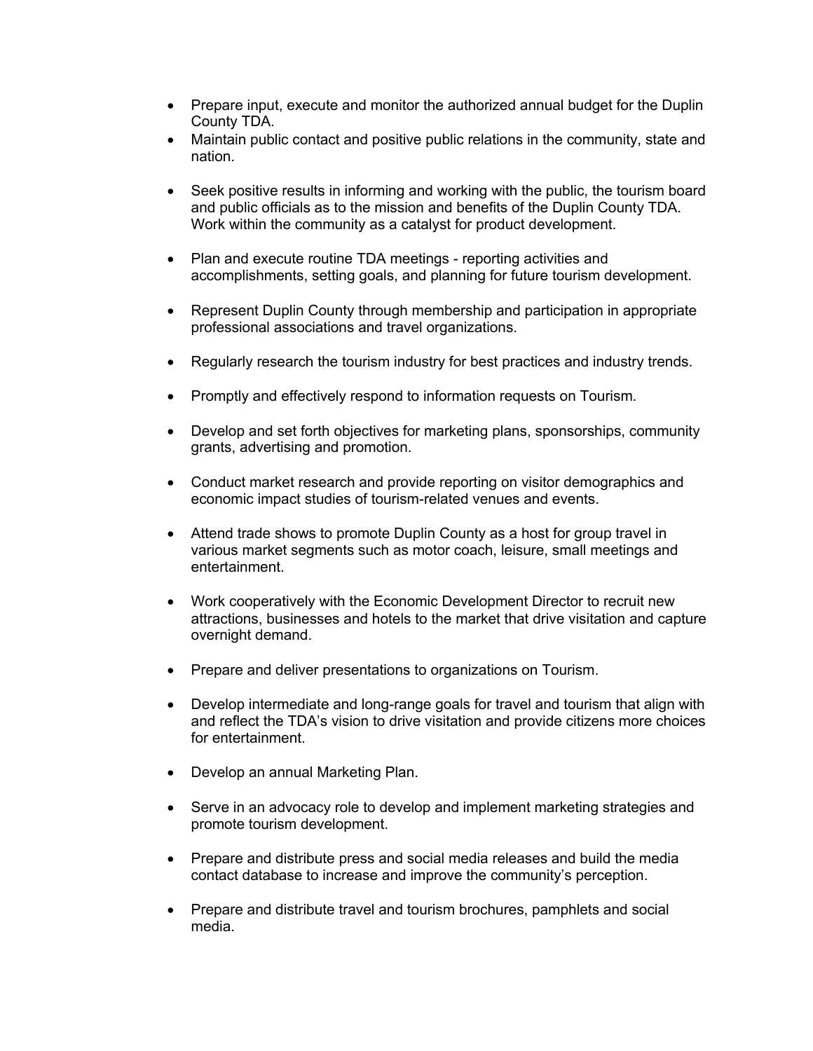- Prepare input, execute and monitor the authorized annual budget for the Duplin County TDA.
- Maintain public contact and positive public relations in the community, state and nation.
- Seek positive results in informing and working with the public, the tourism board and public officials as to the mission and benefits of the Duplin County TDA. Work within the community as a catalyst for product development.
- Plan and execute routine TDA meetings - reporting activities and accomplishments, setting goals, and planning for future tourism development.
- Represent Duplin County through membership and participation in appropriate professional associations and travel organizations.
- Regularly research the tourism industry for best practices and industry trends.
- Promptly and effectively respond to information requests on Tourism.
- Develop and set forth objectives for marketing plans, sponsorships, community grants, advertising and promotion.
- Conduct market research and provide reporting on visitor demographics and economic impact studies of tourism-related venues and events.
- Attend trade shows to promote Duplin County as a host for group travel in various market segments such as motor coach, leisure, small meetings and entertainment.
- Work cooperatively with the Economic Development Director to recruit new attractions, businesses and hotels to the market that drive visitation and capture overnight demand.
- Prepare and deliver presentations to organizations on Tourism.
- Develop intermediate and long-range goals for travel and tourism that align with and reflect the TDA's vision to drive visitation and provide citizens more choices for entertainment.
- Develop an annual Marketing Plan.
- Serve in an advocacy role to develop and implement marketing strategies and promote tourism development.
- Prepare and distribute press and social media releases and build the media contact database to increase and improve the community's perception.
- Prepare and distribute travel and tourism brochures, pamphlets and social media.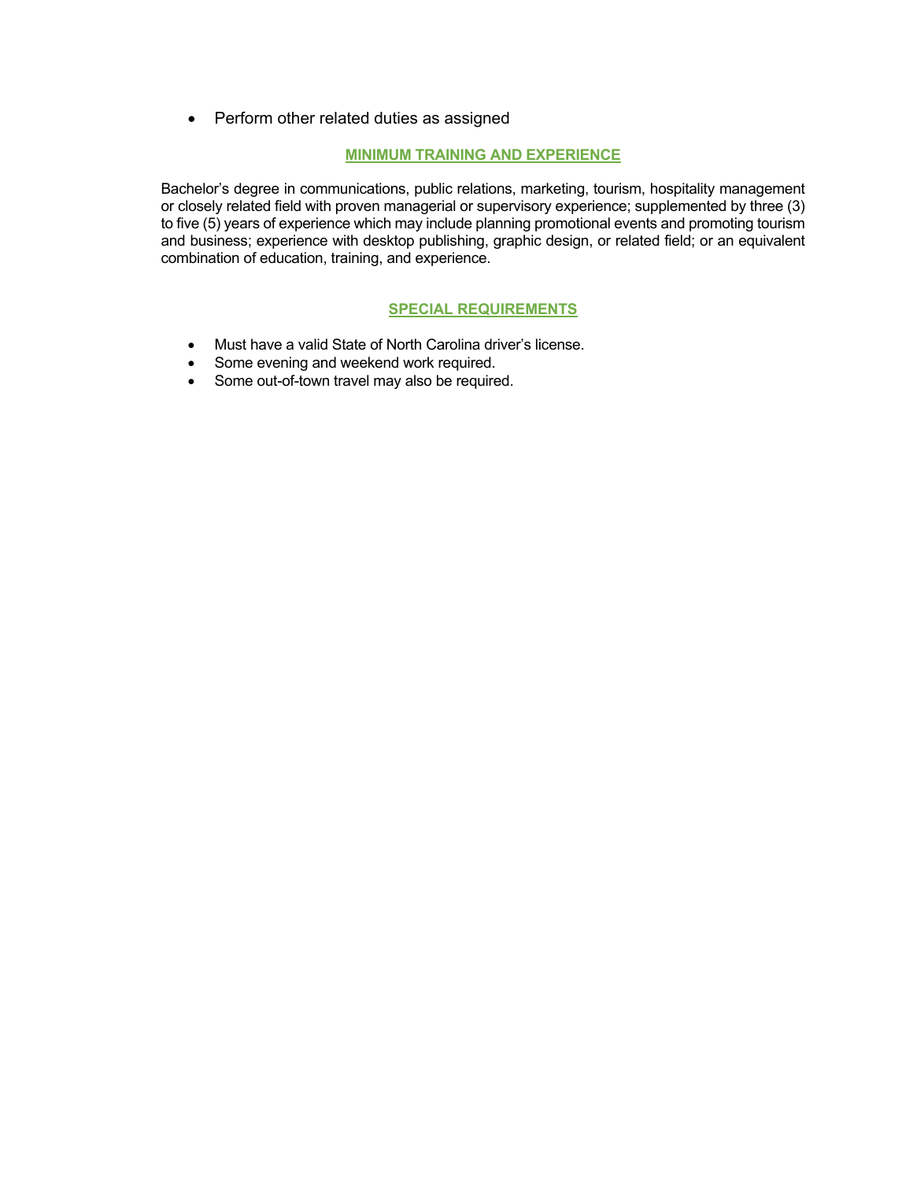- Perform other related duties as assigned

## MINIMUM TRAINING AND EXPERIENCE

Bachelor's degree in communications, public relations, marketing, tourism, hospitality management or closely related field with proven managerial or supervisory experience; supplemented by three (3) to five (5) years of experience which may include planning promotional events and promoting tourism and business; experience with desktop publishing, graphic design, or related field; or an equivalent combination of education, training, and experience.

## SPECIAL REQUIREMENTS

- Must have a valid State of North Carolina driver's license.
- Some evening and weekend work required.
- Some out-of-town travel may also be required.